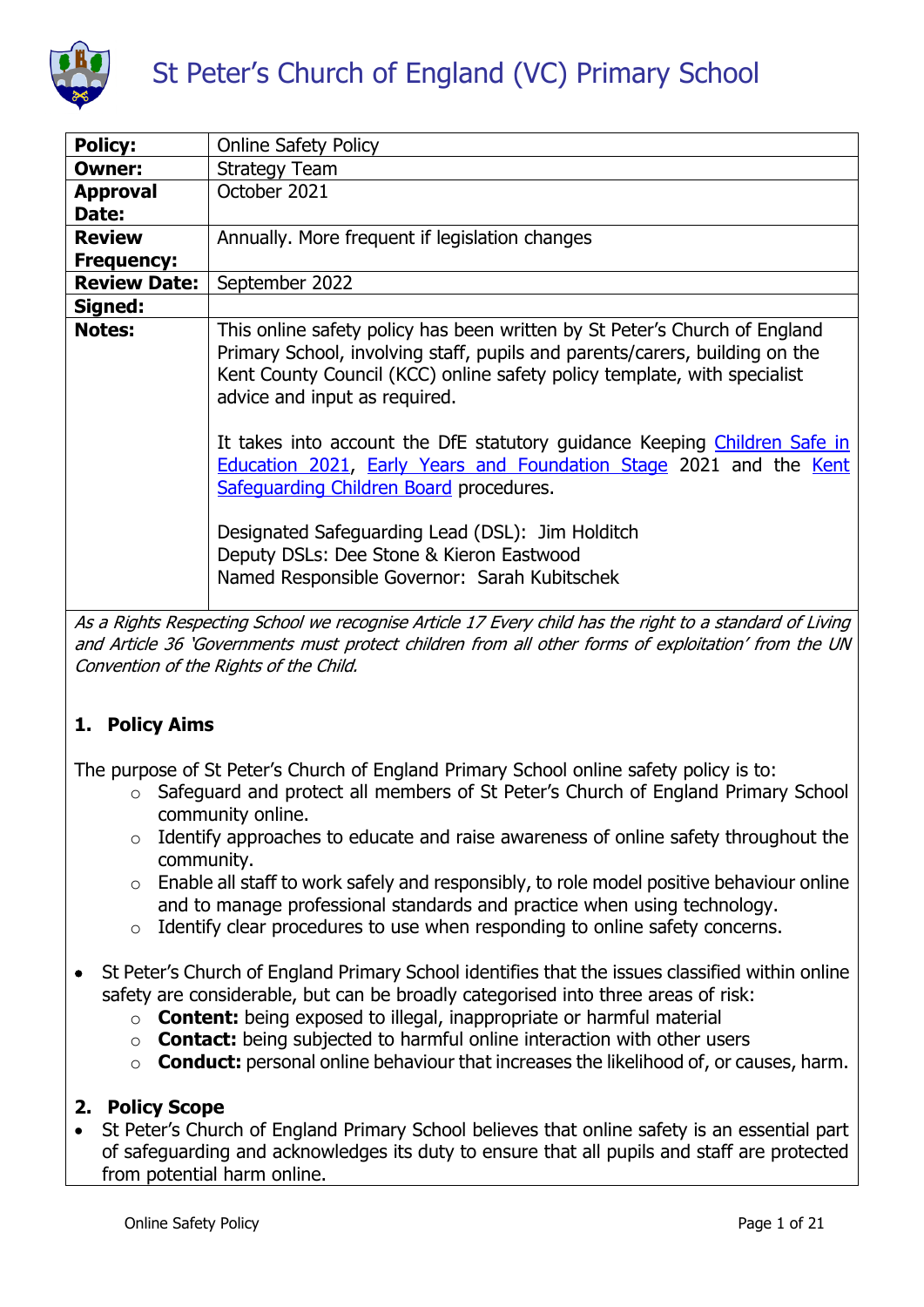# St Peter's Church of England (VC) Primary School

| **Policy:** | Online Safety Policy |
|---|---|
| **Owner:** | Strategy Team |
| **Approval Date:** | October 2021 |
| **Review Frequency:** | Annually. More frequent if legislation changes |
| **Review Date:** | September 2022 |
| **Signed:** | |
| **Notes:** | This online safety policy has been written by St Peter's Church of England Primary School, involving staff, pupils and parents/carers, building on the Kent County Council (KCC) online safety policy template, with specialist advice and input as required.<br><br>It takes into account the DfE statutory guidance Keeping [Children Safe in Education 2021](), [Early Years and Foundation Stage]() 2021 and the [Kent Safeguarding Children Board]() procedures.<br><br>Designated Safeguarding Lead (DSL): Jim Holditch<br>Deputy DSLs: Dee Stone & Kieron Eastwood<br>Named Responsible Governor: Sarah Kubitschek |

*As a Rights Respecting School we recognise Article 17 Every child has the right to a standard of Living and Article 36 'Governments must protect children from all other forms of exploitation' from the UN Convention of the Rights of the Child.*

## 1. Policy Aims

The purpose of St Peter's Church of England Primary School online safety policy is to:

- Safeguard and protect all members of St Peter's Church of England Primary School community online.
- Identify approaches to educate and raise awareness of online safety throughout the community.
- Enable all staff to work safely and responsibly, to role model positive behaviour online and to manage professional standards and practice when using technology.
- Identify clear procedures to use when responding to online safety concerns.

- St Peter's Church of England Primary School identifies that the issues classified within online safety are considerable, but can be broadly categorised into three areas of risk:
  - **Content:** being exposed to illegal, inappropriate or harmful material
  - **Contact:** being subjected to harmful online interaction with other users
  - **Conduct:** personal online behaviour that increases the likelihood of, or causes, harm.

## 2. Policy Scope

- St Peter's Church of England Primary School believes that online safety is an essential part of safeguarding and acknowledges its duty to ensure that all pupils and staff are protected from potential harm online.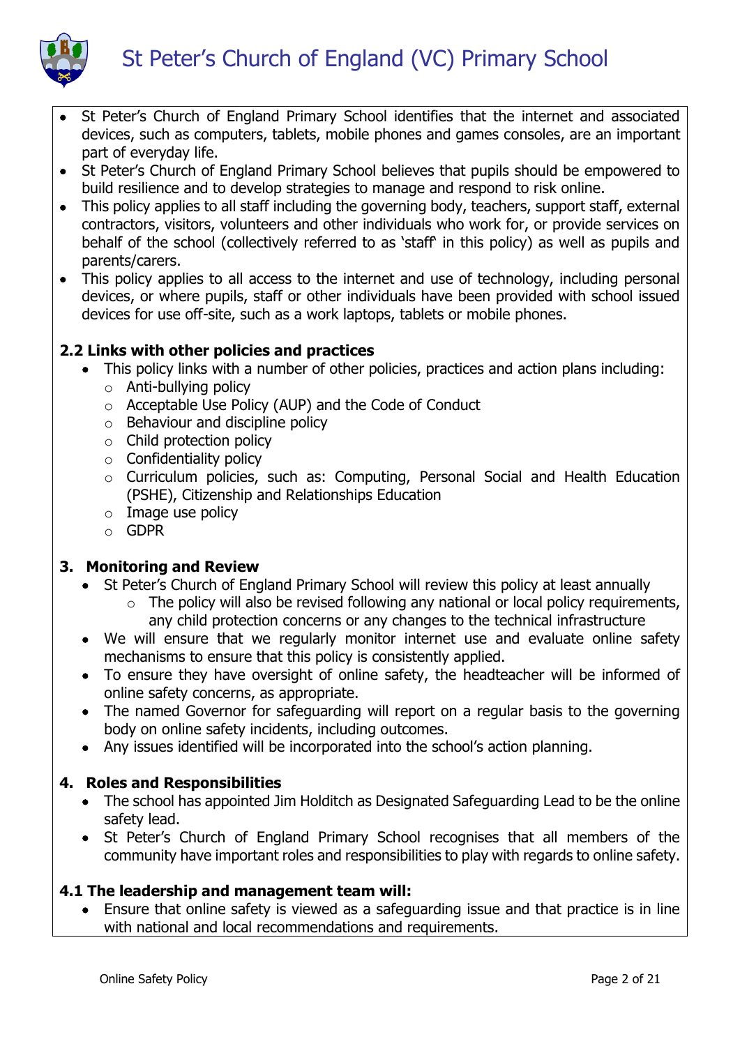- St Peter's Church of England Primary School identifies that the internet and associated devices, such as computers, tablets, mobile phones and games consoles, are an important part of everyday life.
- St Peter's Church of England Primary School believes that pupils should be empowered to build resilience and to develop strategies to manage and respond to risk online.
- This policy applies to all staff including the governing body, teachers, support staff, external contractors, visitors, volunteers and other individuals who work for, or provide services on behalf of the school (collectively referred to as 'staff' in this policy) as well as pupils and parents/carers.
- This policy applies to all access to the internet and use of technology, including personal devices, or where pupils, staff or other individuals have been provided with school issued devices for use off-site, such as a work laptops, tablets or mobile phones.

### 2.2 Links with other policies and practices

- This policy links with a number of other policies, practices and action plans including:
  - Anti-bullying policy
  - Acceptable Use Policy (AUP) and the Code of Conduct
  - Behaviour and discipline policy
  - Child protection policy
  - Confidentiality policy
  - Curriculum policies, such as: Computing, Personal Social and Health Education (PSHE), Citizenship and Relationships Education
  - Image use policy
  - GDPR

## 3. Monitoring and Review

- St Peter's Church of England Primary School will review this policy at least annually
  - The policy will also be revised following any national or local policy requirements, any child protection concerns or any changes to the technical infrastructure
- We will ensure that we regularly monitor internet use and evaluate online safety mechanisms to ensure that this policy is consistently applied.
- To ensure they have oversight of online safety, the headteacher will be informed of online safety concerns, as appropriate.
- The named Governor for safeguarding will report on a regular basis to the governing body on online safety incidents, including outcomes.
- Any issues identified will be incorporated into the school's action planning.

## 4. Roles and Responsibilities

- The school has appointed Jim Holditch as Designated Safeguarding Lead to be the online safety lead.
- St Peter's Church of England Primary School recognises that all members of the community have important roles and responsibilities to play with regards to online safety.

### 4.1 The leadership and management team will:

- Ensure that online safety is viewed as a safeguarding issue and that practice is in line with national and local recommendations and requirements.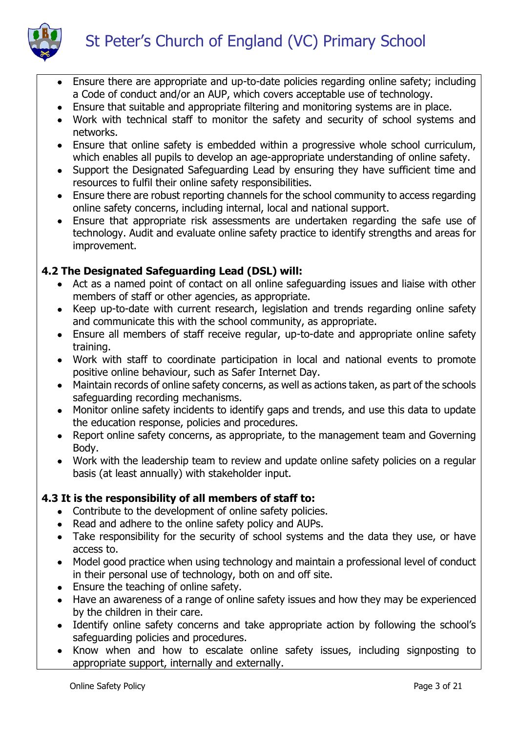- Ensure there are appropriate and up-to-date policies regarding online safety; including a Code of conduct and/or an AUP, which covers acceptable use of technology.
- Ensure that suitable and appropriate filtering and monitoring systems are in place.
- Work with technical staff to monitor the safety and security of school systems and networks.
- Ensure that online safety is embedded within a progressive whole school curriculum, which enables all pupils to develop an age-appropriate understanding of online safety.
- Support the Designated Safeguarding Lead by ensuring they have sufficient time and resources to fulfil their online safety responsibilities.
- Ensure there are robust reporting channels for the school community to access regarding online safety concerns, including internal, local and national support.
- Ensure that appropriate risk assessments are undertaken regarding the safe use of technology. Audit and evaluate online safety practice to identify strengths and areas for improvement.

### 4.2 The Designated Safeguarding Lead (DSL) will:

- Act as a named point of contact on all online safeguarding issues and liaise with other members of staff or other agencies, as appropriate.
- Keep up-to-date with current research, legislation and trends regarding online safety and communicate this with the school community, as appropriate.
- Ensure all members of staff receive regular, up-to-date and appropriate online safety training.
- Work with staff to coordinate participation in local and national events to promote positive online behaviour, such as Safer Internet Day.
- Maintain records of online safety concerns, as well as actions taken, as part of the schools safeguarding recording mechanisms.
- Monitor online safety incidents to identify gaps and trends, and use this data to update the education response, policies and procedures.
- Report online safety concerns, as appropriate, to the management team and Governing Body.
- Work with the leadership team to review and update online safety policies on a regular basis (at least annually) with stakeholder input.

### 4.3 It is the responsibility of all members of staff to:

- Contribute to the development of online safety policies.
- Read and adhere to the online safety policy and AUPs.
- Take responsibility for the security of school systems and the data they use, or have access to.
- Model good practice when using technology and maintain a professional level of conduct in their personal use of technology, both on and off site.
- Ensure the teaching of online safety.
- Have an awareness of a range of online safety issues and how they may be experienced by the children in their care.
- Identify online safety concerns and take appropriate action by following the school's safeguarding policies and procedures.
- Know when and how to escalate online safety issues, including signposting to appropriate support, internally and externally.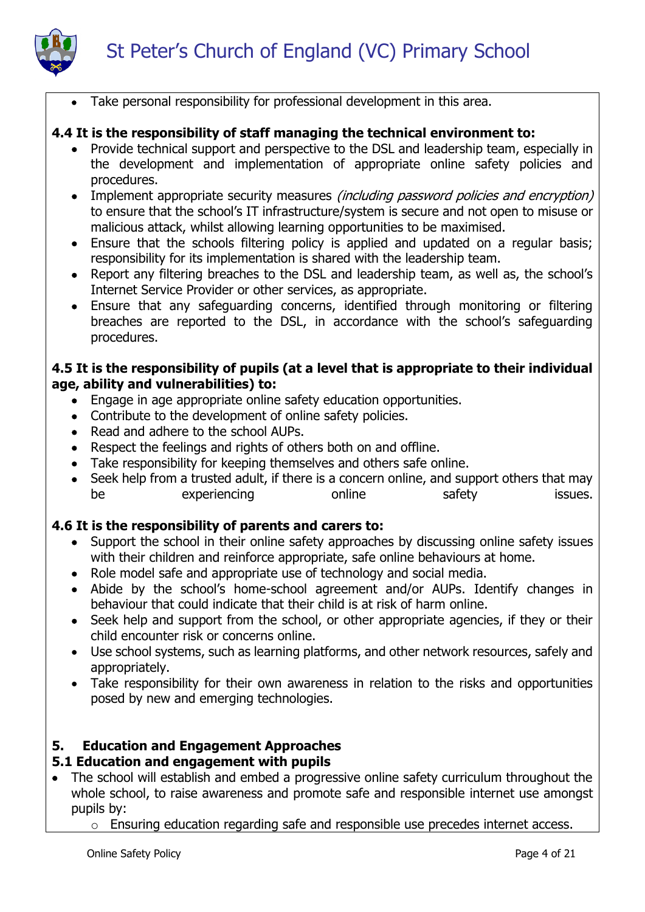- Take personal responsibility for professional development in this area.

**4.4 It is the responsibility of staff managing the technical environment to:**

- Provide technical support and perspective to the DSL and leadership team, especially in the development and implementation of appropriate online safety policies and procedures.
- Implement appropriate security measures *(including password policies and encryption)* to ensure that the school's IT infrastructure/system is secure and not open to misuse or malicious attack, whilst allowing learning opportunities to be maximised.
- Ensure that the schools filtering policy is applied and updated on a regular basis; responsibility for its implementation is shared with the leadership team.
- Report any filtering breaches to the DSL and leadership team, as well as, the school's Internet Service Provider or other services, as appropriate.
- Ensure that any safeguarding concerns, identified through monitoring or filtering breaches are reported to the DSL, in accordance with the school's safeguarding procedures.

**4.5 It is the responsibility of pupils (at a level that is appropriate to their individual age, ability and vulnerabilities) to:**

- Engage in age appropriate online safety education opportunities.
- Contribute to the development of online safety policies.
- Read and adhere to the school AUPs.
- Respect the feelings and rights of others both on and offline.
- Take responsibility for keeping themselves and others safe online.
- Seek help from a trusted adult, if there is a concern online, and support others that may be experiencing online safety issues.

**4.6 It is the responsibility of parents and carers to:**

- Support the school in their online safety approaches by discussing online safety issues with their children and reinforce appropriate, safe online behaviours at home.
- Role model safe and appropriate use of technology and social media.
- Abide by the school's home-school agreement and/or AUPs. Identify changes in behaviour that could indicate that their child is at risk of harm online.
- Seek help and support from the school, or other appropriate agencies, if they or their child encounter risk or concerns online.
- Use school systems, such as learning platforms, and other network resources, safely and appropriately.
- Take responsibility for their own awareness in relation to the risks and opportunities posed by new and emerging technologies.

## 5. Education and Engagement Approaches

### 5.1 Education and engagement with pupils

- The school will establish and embed a progressive online safety curriculum throughout the whole school, to raise awareness and promote safe and responsible internet use amongst pupils by:
  - Ensuring education regarding safe and responsible use precedes internet access.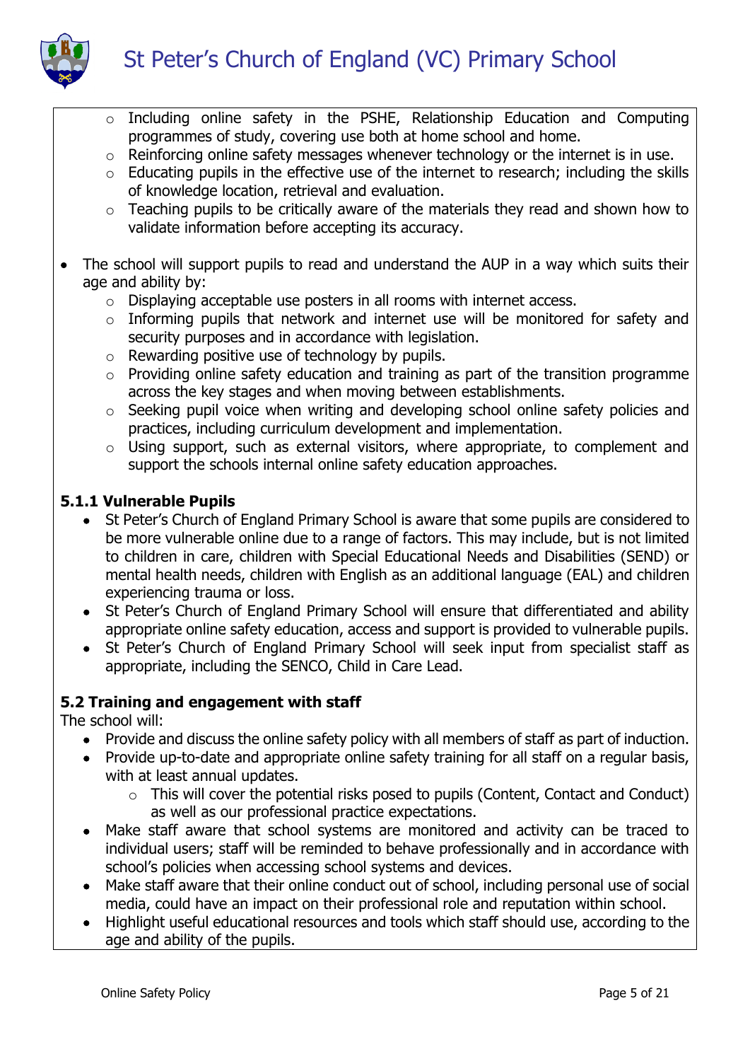- Including online safety in the PSHE, Relationship Education and Computing programmes of study, covering use both at home school and home.
  - Reinforcing online safety messages whenever technology or the internet is in use.
  - Educating pupils in the effective use of the internet to research; including the skills of knowledge location, retrieval and evaluation.
  - Teaching pupils to be critically aware of the materials they read and shown how to validate information before accepting its accuracy.

- The school will support pupils to read and understand the AUP in a way which suits their age and ability by:
  - Displaying acceptable use posters in all rooms with internet access.
  - Informing pupils that network and internet use will be monitored for safety and security purposes and in accordance with legislation.
  - Rewarding positive use of technology by pupils.
  - Providing online safety education and training as part of the transition programme across the key stages and when moving between establishments.
  - Seeking pupil voice when writing and developing school online safety policies and practices, including curriculum development and implementation.
  - Using support, such as external visitors, where appropriate, to complement and support the schools internal online safety education approaches.

### 5.1.1 Vulnerable Pupils

- St Peter's Church of England Primary School is aware that some pupils are considered to be more vulnerable online due to a range of factors. This may include, but is not limited to children in care, children with Special Educational Needs and Disabilities (SEND) or mental health needs, children with English as an additional language (EAL) and children experiencing trauma or loss.
- St Peter's Church of England Primary School will ensure that differentiated and ability appropriate online safety education, access and support is provided to vulnerable pupils.
- St Peter's Church of England Primary School will seek input from specialist staff as appropriate, including the SENCO, Child in Care Lead.

### 5.2 Training and engagement with staff

The school will:

- Provide and discuss the online safety policy with all members of staff as part of induction.
- Provide up-to-date and appropriate online safety training for all staff on a regular basis, with at least annual updates.
  - This will cover the potential risks posed to pupils (Content, Contact and Conduct) as well as our professional practice expectations.
- Make staff aware that school systems are monitored and activity can be traced to individual users; staff will be reminded to behave professionally and in accordance with school's policies when accessing school systems and devices.
- Make staff aware that their online conduct out of school, including personal use of social media, could have an impact on their professional role and reputation within school.
- Highlight useful educational resources and tools which staff should use, according to the age and ability of the pupils.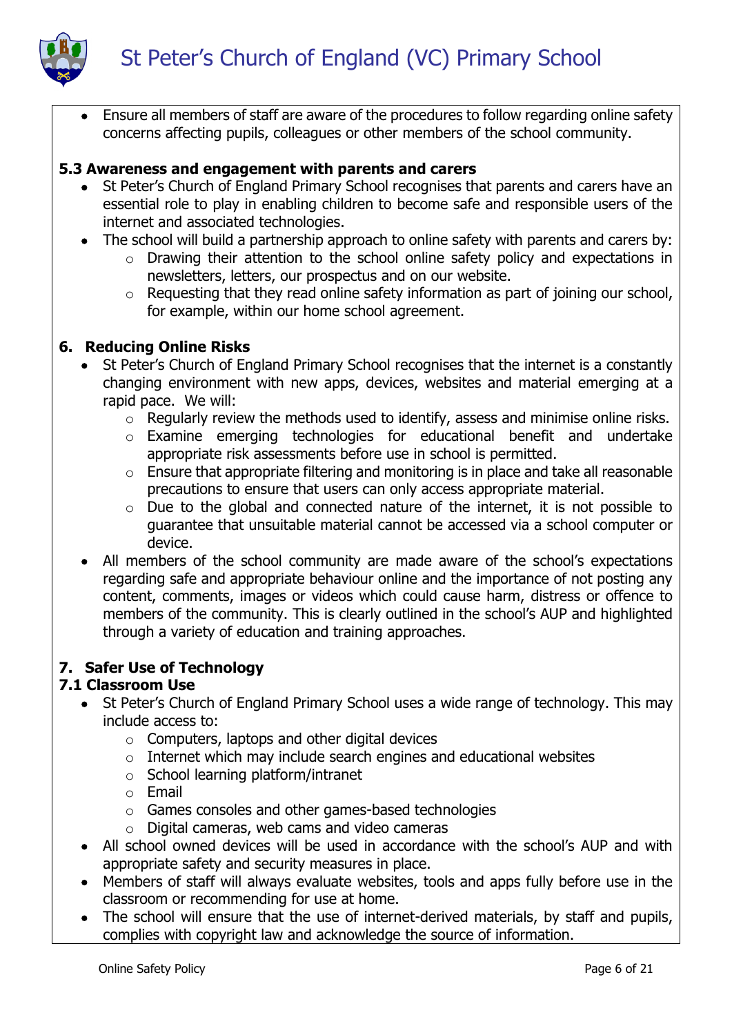- Ensure all members of staff are aware of the procedures to follow regarding online safety concerns affecting pupils, colleagues or other members of the school community.

### 5.3 Awareness and engagement with parents and carers

- St Peter's Church of England Primary School recognises that parents and carers have an essential role to play in enabling children to become safe and responsible users of the internet and associated technologies.
- The school will build a partnership approach to online safety with parents and carers by:
  - Drawing their attention to the school online safety policy and expectations in newsletters, letters, our prospectus and on our website.
  - Requesting that they read online safety information as part of joining our school, for example, within our home school agreement.

## 6. Reducing Online Risks

- St Peter's Church of England Primary School recognises that the internet is a constantly changing environment with new apps, devices, websites and material emerging at a rapid pace. We will:
  - Regularly review the methods used to identify, assess and minimise online risks.
  - Examine emerging technologies for educational benefit and undertake appropriate risk assessments before use in school is permitted.
  - Ensure that appropriate filtering and monitoring is in place and take all reasonable precautions to ensure that users can only access appropriate material.
  - Due to the global and connected nature of the internet, it is not possible to guarantee that unsuitable material cannot be accessed via a school computer or device.
- All members of the school community are made aware of the school's expectations regarding safe and appropriate behaviour online and the importance of not posting any content, comments, images or videos which could cause harm, distress or offence to members of the community. This is clearly outlined in the school's AUP and highlighted through a variety of education and training approaches.

## 7. Safer Use of Technology

### 7.1 Classroom Use

- St Peter's Church of England Primary School uses a wide range of technology. This may include access to:
  - Computers, laptops and other digital devices
  - Internet which may include search engines and educational websites
  - School learning platform/intranet
  - Email
  - Games consoles and other games-based technologies
  - Digital cameras, web cams and video cameras
- All school owned devices will be used in accordance with the school's AUP and with appropriate safety and security measures in place.
- Members of staff will always evaluate websites, tools and apps fully before use in the classroom or recommending for use at home.
- The school will ensure that the use of internet-derived materials, by staff and pupils, complies with copyright law and acknowledge the source of information.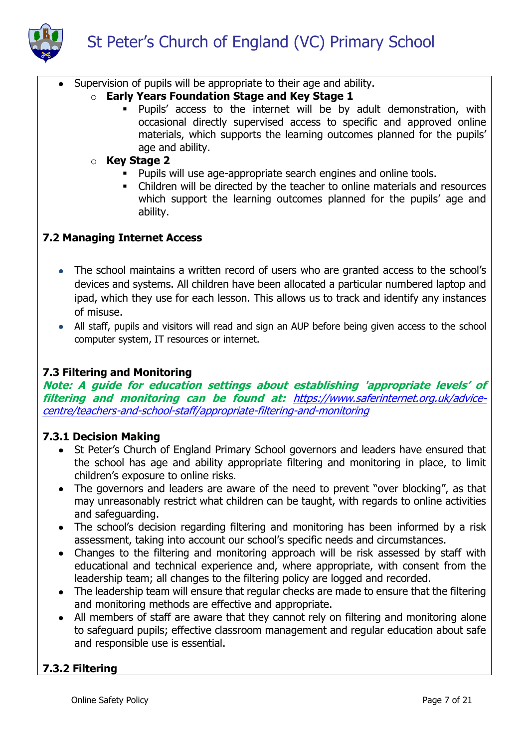- Supervision of pupils will be appropriate to their age and ability.
  - **Early Years Foundation Stage and Key Stage 1**
    - Pupils' access to the internet will be by adult demonstration, with occasional directly supervised access to specific and approved online materials, which supports the learning outcomes planned for the pupils' age and ability.
  - **Key Stage 2**
    - Pupils will use age-appropriate search engines and online tools.
    - Children will be directed by the teacher to online materials and resources which support the learning outcomes planned for the pupils' age and ability.

### 7.2 Managing Internet Access

- The school maintains a written record of users who are granted access to the school's devices and systems. All children have been allocated a particular numbered laptop and ipad, which they use for each lesson. This allows us to track and identify any instances of misuse.
- All staff, pupils and visitors will read and sign an AUP before being given access to the school computer system, IT resources or internet.

### 7.3 Filtering and Monitoring

***Note: A guide for education settings about establishing 'appropriate levels' of filtering and monitoring can be found at:*** *https://www.saferinternet.org.uk/advice-centre/teachers-and-school-staff/appropriate-filtering-and-monitoring*

#### 7.3.1 Decision Making

- St Peter's Church of England Primary School governors and leaders have ensured that the school has age and ability appropriate filtering and monitoring in place, to limit children's exposure to online risks.
- The governors and leaders are aware of the need to prevent "over blocking", as that may unreasonably restrict what children can be taught, with regards to online activities and safeguarding.
- The school's decision regarding filtering and monitoring has been informed by a risk assessment, taking into account our school's specific needs and circumstances.
- Changes to the filtering and monitoring approach will be risk assessed by staff with educational and technical experience and, where appropriate, with consent from the leadership team; all changes to the filtering policy are logged and recorded.
- The leadership team will ensure that regular checks are made to ensure that the filtering and monitoring methods are effective and appropriate.
- All members of staff are aware that they cannot rely on filtering and monitoring alone to safeguard pupils; effective classroom management and regular education about safe and responsible use is essential.

#### 7.3.2 Filtering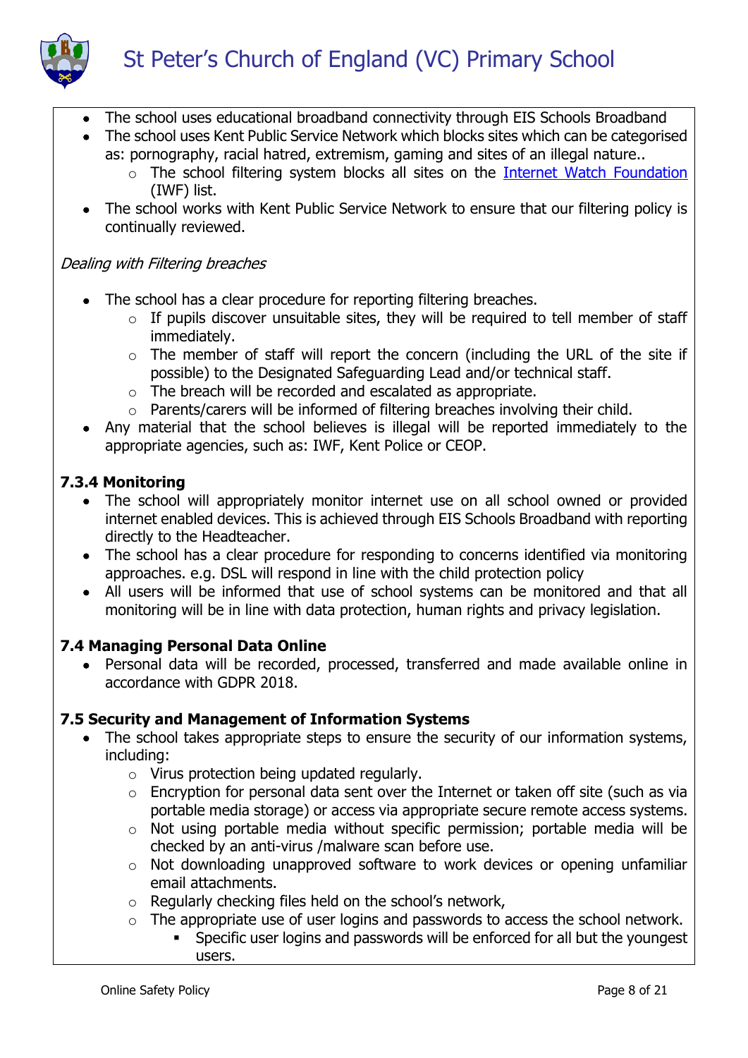- The school uses educational broadband connectivity through EIS Schools Broadband
- The school uses Kent Public Service Network which blocks sites which can be categorised as: pornography, racial hatred, extremism, gaming and sites of an illegal nature..
    - The school filtering system blocks all sites on the [Internet Watch Foundation](#) (IWF) list.
- The school works with Kent Public Service Network to ensure that our filtering policy is continually reviewed.

*Dealing with Filtering breaches*

- The school has a clear procedure for reporting filtering breaches.
    - If pupils discover unsuitable sites, they will be required to tell member of staff immediately.
    - The member of staff will report the concern (including the URL of the site if possible) to the Designated Safeguarding Lead and/or technical staff.
    - The breach will be recorded and escalated as appropriate.
    - Parents/carers will be informed of filtering breaches involving their child.
- Any material that the school believes is illegal will be reported immediately to the appropriate agencies, such as: IWF, Kent Police or CEOP.

**7.3.4 Monitoring**

- The school will appropriately monitor internet use on all school owned or provided internet enabled devices. This is achieved through EIS Schools Broadband with reporting directly to the Headteacher.
- The school has a clear procedure for responding to concerns identified via monitoring approaches. e.g. DSL will respond in line with the child protection policy
- All users will be informed that use of school systems can be monitored and that all monitoring will be in line with data protection, human rights and privacy legislation.

**7.4 Managing Personal Data Online**

- Personal data will be recorded, processed, transferred and made available online in accordance with GDPR 2018.

**7.5 Security and Management of Information Systems**

- The school takes appropriate steps to ensure the security of our information systems, including:
    - Virus protection being updated regularly.
    - Encryption for personal data sent over the Internet or taken off site (such as via portable media storage) or access via appropriate secure remote access systems.
    - Not using portable media without specific permission; portable media will be checked by an anti-virus /malware scan before use.
    - Not downloading unapproved software to work devices or opening unfamiliar email attachments.
    - Regularly checking files held on the school's network,
    - The appropriate use of user logins and passwords to access the school network.
        - Specific user logins and passwords will be enforced for all but the youngest users.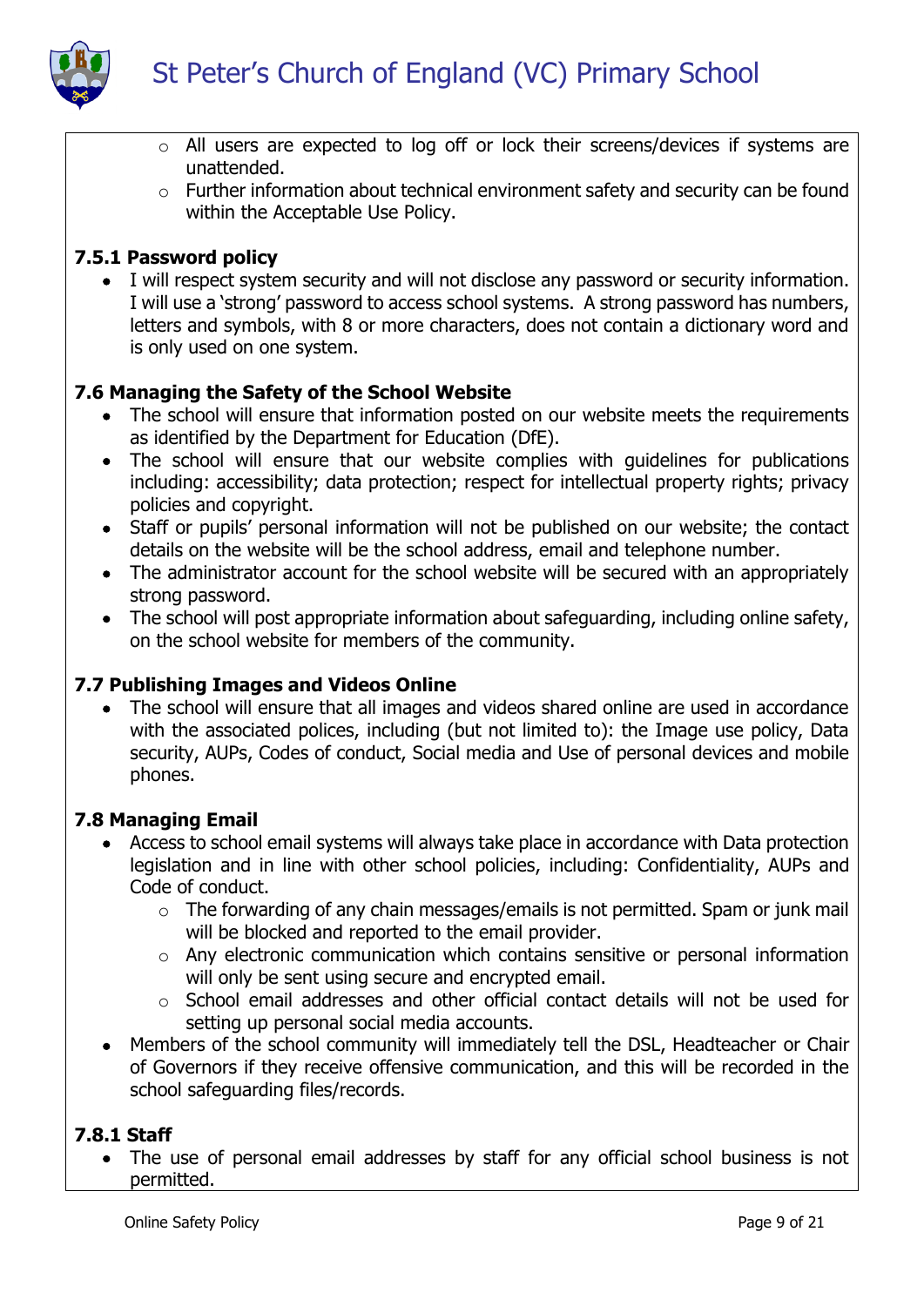- All users are expected to log off or lock their screens/devices if systems are unattended.
  - Further information about technical environment safety and security can be found within the Acceptable Use Policy.

### 7.5.1 Password policy

- I will respect system security and will not disclose any password or security information. I will use a 'strong' password to access school systems. A strong password has numbers, letters and symbols, with 8 or more characters, does not contain a dictionary word and is only used on one system.

### 7.6 Managing the Safety of the School Website

- The school will ensure that information posted on our website meets the requirements as identified by the Department for Education (DfE).
- The school will ensure that our website complies with guidelines for publications including: accessibility; data protection; respect for intellectual property rights; privacy policies and copyright.
- Staff or pupils' personal information will not be published on our website; the contact details on the website will be the school address, email and telephone number.
- The administrator account for the school website will be secured with an appropriately strong password.
- The school will post appropriate information about safeguarding, including online safety, on the school website for members of the community.

### 7.7 Publishing Images and Videos Online

- The school will ensure that all images and videos shared online are used in accordance with the associated polices, including (but not limited to): the Image use policy, Data security, AUPs, Codes of conduct, Social media and Use of personal devices and mobile phones.

### 7.8 Managing Email

- Access to school email systems will always take place in accordance with Data protection legislation and in line with other school policies, including: Confidentiality, AUPs and Code of conduct.
  - The forwarding of any chain messages/emails is not permitted. Spam or junk mail will be blocked and reported to the email provider.
  - Any electronic communication which contains sensitive or personal information will only be sent using secure and encrypted email.
  - School email addresses and other official contact details will not be used for setting up personal social media accounts.
- Members of the school community will immediately tell the DSL, Headteacher or Chair of Governors if they receive offensive communication, and this will be recorded in the school safeguarding files/records.

### 7.8.1 Staff

- The use of personal email addresses by staff for any official school business is not permitted.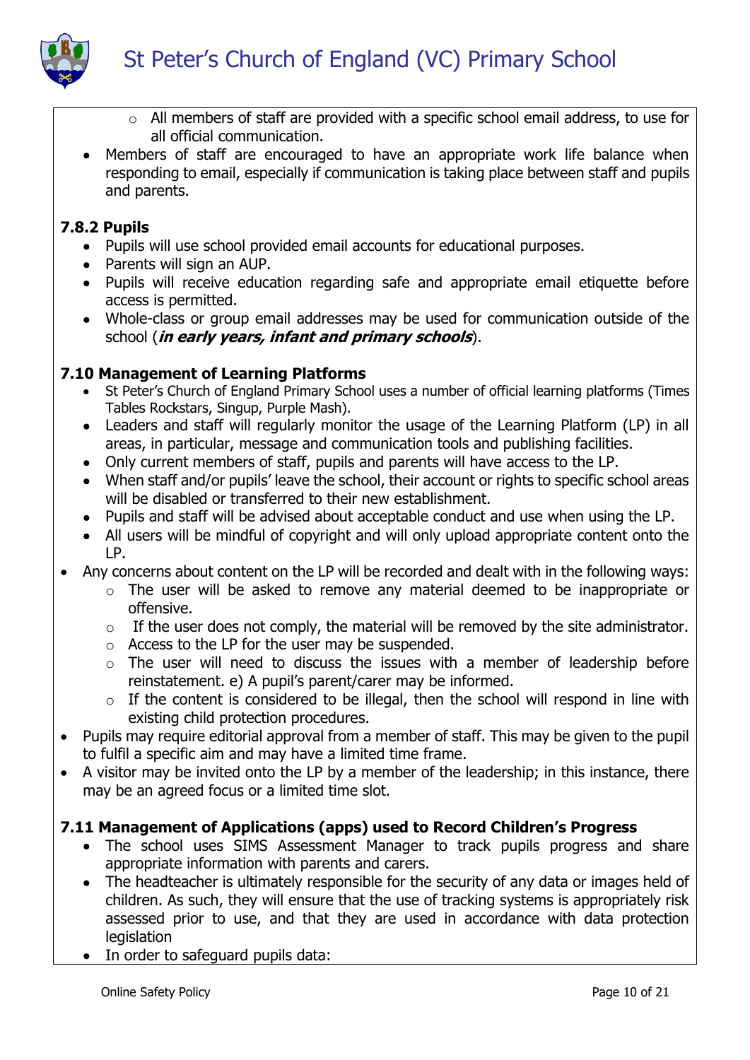- All members of staff are provided with a specific school email address, to use for all official communication.
- Members of staff are encouraged to have an appropriate work life balance when responding to email, especially if communication is taking place between staff and pupils and parents.

### 7.8.2 Pupils

- Pupils will use school provided email accounts for educational purposes.
- Parents will sign an AUP.
- Pupils will receive education regarding safe and appropriate email etiquette before access is permitted.
- Whole-class or group email addresses may be used for communication outside of the school (***in early years, infant and primary schools***).

### 7.10 Management of Learning Platforms

- St Peter's Church of England Primary School uses a number of official learning platforms (Times Tables Rockstars, Singup, Purple Mash).
- Leaders and staff will regularly monitor the usage of the Learning Platform (LP) in all areas, in particular, message and communication tools and publishing facilities.
- Only current members of staff, pupils and parents will have access to the LP.
- When staff and/or pupils' leave the school, their account or rights to specific school areas will be disabled or transferred to their new establishment.
- Pupils and staff will be advised about acceptable conduct and use when using the LP.
- All users will be mindful of copyright and will only upload appropriate content onto the LP.

- Any concerns about content on the LP will be recorded and dealt with in the following ways:
  - The user will be asked to remove any material deemed to be inappropriate or offensive.
  - If the user does not comply, the material will be removed by the site administrator.
  - Access to the LP for the user may be suspended.
  - The user will need to discuss the issues with a member of leadership before reinstatement. e) A pupil's parent/carer may be informed.
  - If the content is considered to be illegal, then the school will respond in line with existing child protection procedures.
- Pupils may require editorial approval from a member of staff. This may be given to the pupil to fulfil a specific aim and may have a limited time frame.
- A visitor may be invited onto the LP by a member of the leadership; in this instance, there may be an agreed focus or a limited time slot.

### 7.11 Management of Applications (apps) used to Record Children's Progress

- The school uses SIMS Assessment Manager to track pupils progress and share appropriate information with parents and carers.
- The headteacher is ultimately responsible for the security of any data or images held of children. As such, they will ensure that the use of tracking systems is appropriately risk assessed prior to use, and that they are used in accordance with data protection legislation
- In order to safeguard pupils data: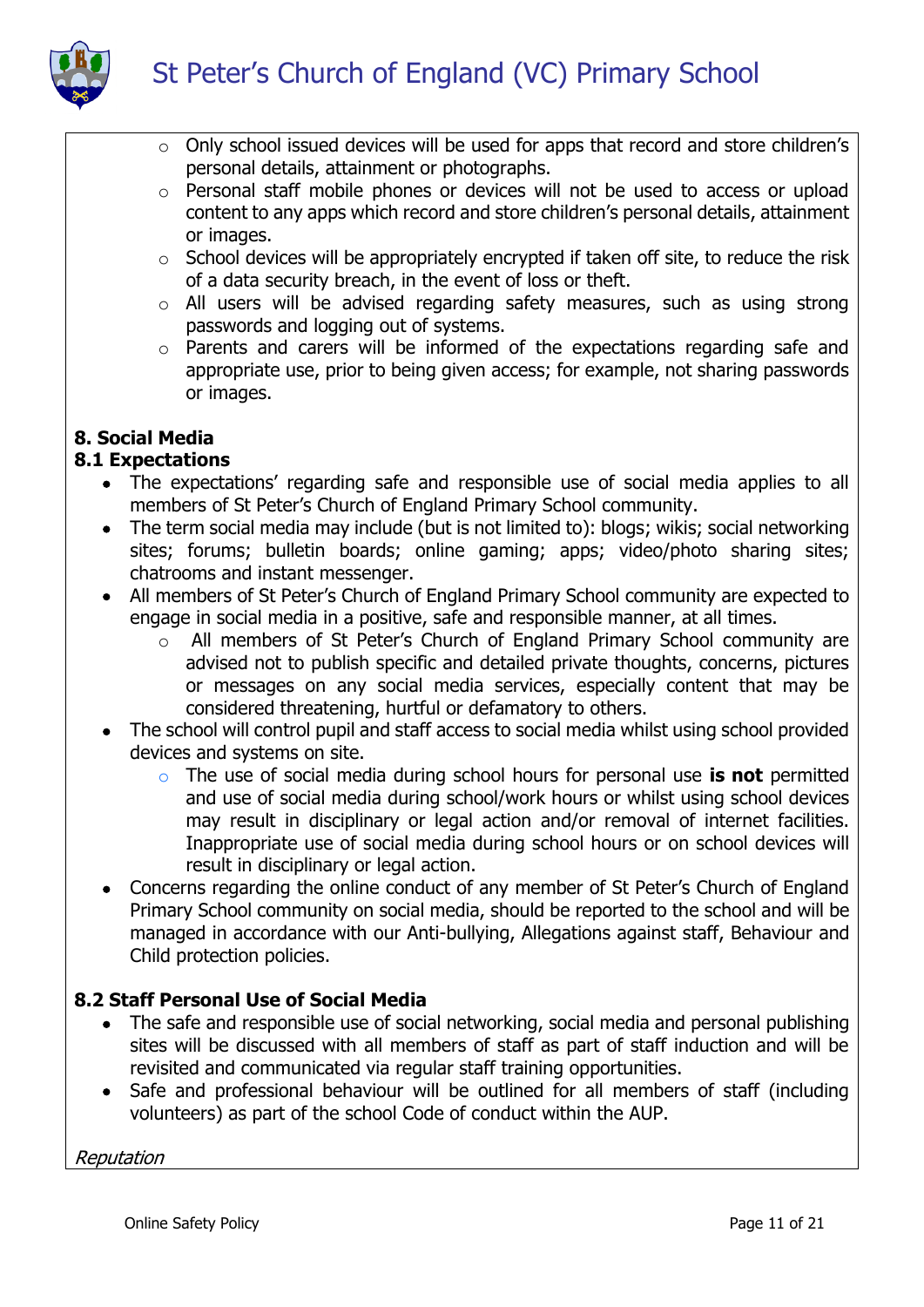- Only school issued devices will be used for apps that record and store children's personal details, attainment or photographs.
  - Personal staff mobile phones or devices will not be used to access or upload content to any apps which record and store children's personal details, attainment or images.
  - School devices will be appropriately encrypted if taken off site, to reduce the risk of a data security breach, in the event of loss or theft.
  - All users will be advised regarding safety measures, such as using strong passwords and logging out of systems.
  - Parents and carers will be informed of the expectations regarding safe and appropriate use, prior to being given access; for example, not sharing passwords or images.

## 8. Social Media

### 8.1 Expectations

- The expectations' regarding safe and responsible use of social media applies to all members of St Peter's Church of England Primary School community.
- The term social media may include (but is not limited to): blogs; wikis; social networking sites; forums; bulletin boards; online gaming; apps; video/photo sharing sites; chatrooms and instant messenger.
- All members of St Peter's Church of England Primary School community are expected to engage in social media in a positive, safe and responsible manner, at all times.
  - All members of St Peter's Church of England Primary School community are advised not to publish specific and detailed private thoughts, concerns, pictures or messages on any social media services, especially content that may be considered threatening, hurtful or defamatory to others.
- The school will control pupil and staff access to social media whilst using school provided devices and systems on site.
  - The use of social media during school hours for personal use **is not** permitted and use of social media during school/work hours or whilst using school devices may result in disciplinary or legal action and/or removal of internet facilities. Inappropriate use of social media during school hours or on school devices will result in disciplinary or legal action.
- Concerns regarding the online conduct of any member of St Peter's Church of England Primary School community on social media, should be reported to the school and will be managed in accordance with our Anti-bullying, Allegations against staff, Behaviour and Child protection policies.

### 8.2 Staff Personal Use of Social Media

- The safe and responsible use of social networking, social media and personal publishing sites will be discussed with all members of staff as part of staff induction and will be revisited and communicated via regular staff training opportunities.
- Safe and professional behaviour will be outlined for all members of staff (including volunteers) as part of the school Code of conduct within the AUP.

*Reputation*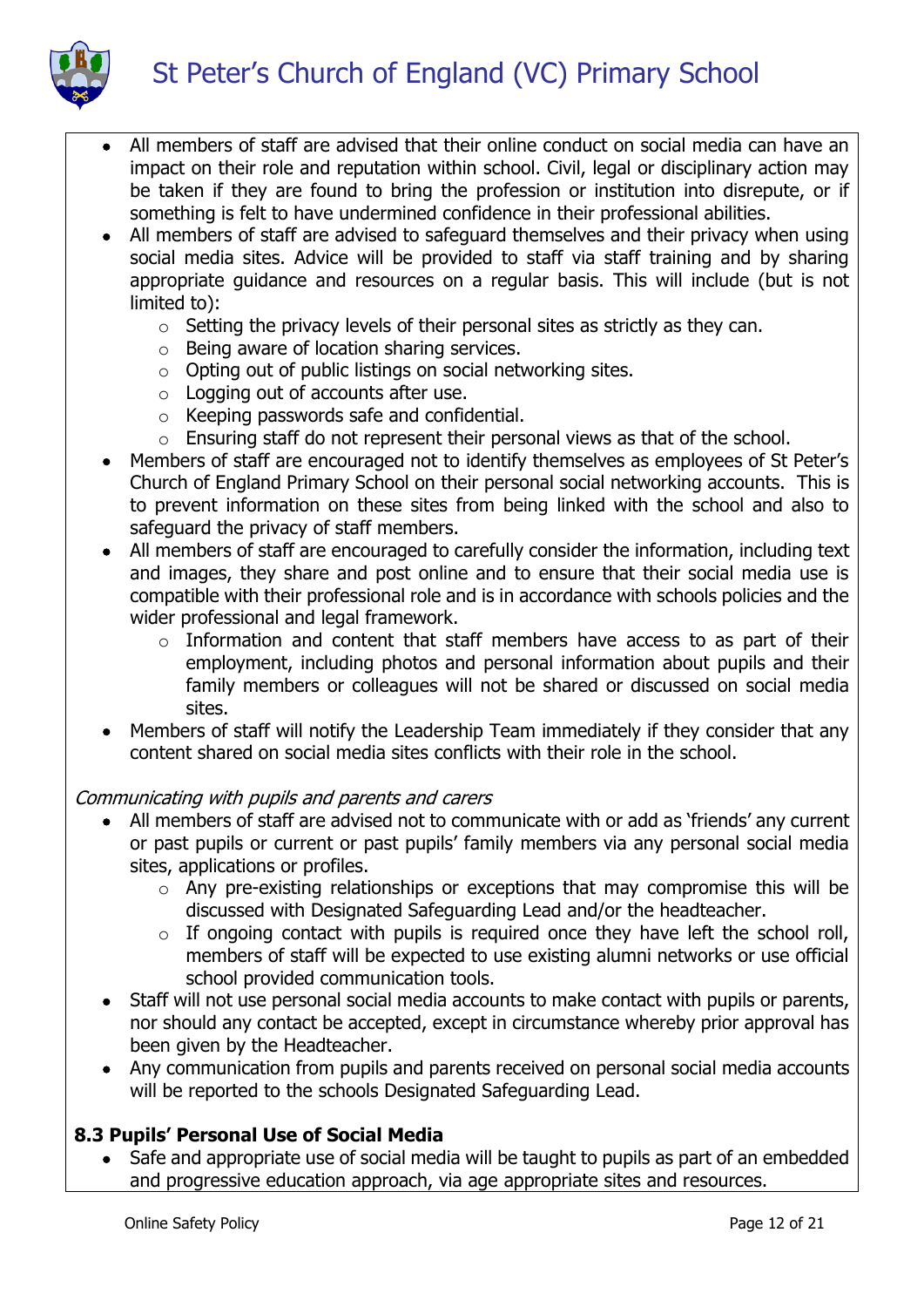- All members of staff are advised that their online conduct on social media can have an impact on their role and reputation within school. Civil, legal or disciplinary action may be taken if they are found to bring the profession or institution into disrepute, or if something is felt to have undermined confidence in their professional abilities.
- All members of staff are advised to safeguard themselves and their privacy when using social media sites. Advice will be provided to staff via staff training and by sharing appropriate guidance and resources on a regular basis. This will include (but is not limited to):
    - Setting the privacy levels of their personal sites as strictly as they can.
    - Being aware of location sharing services.
    - Opting out of public listings on social networking sites.
    - Logging out of accounts after use.
    - Keeping passwords safe and confidential.
    - Ensuring staff do not represent their personal views as that of the school.
- Members of staff are encouraged not to identify themselves as employees of St Peter's Church of England Primary School on their personal social networking accounts. This is to prevent information on these sites from being linked with the school and also to safeguard the privacy of staff members.
- All members of staff are encouraged to carefully consider the information, including text and images, they share and post online and to ensure that their social media use is compatible with their professional role and is in accordance with schools policies and the wider professional and legal framework.
    - Information and content that staff members have access to as part of their employment, including photos and personal information about pupils and their family members or colleagues will not be shared or discussed on social media sites.
- Members of staff will notify the Leadership Team immediately if they consider that any content shared on social media sites conflicts with their role in the school.

*Communicating with pupils and parents and carers*

- All members of staff are advised not to communicate with or add as 'friends' any current or past pupils or current or past pupils' family members via any personal social media sites, applications or profiles.
    - Any pre-existing relationships or exceptions that may compromise this will be discussed with Designated Safeguarding Lead and/or the headteacher.
    - If ongoing contact with pupils is required once they have left the school roll, members of staff will be expected to use existing alumni networks or use official school provided communication tools.
- Staff will not use personal social media accounts to make contact with pupils or parents, nor should any contact be accepted, except in circumstance whereby prior approval has been given by the Headteacher.
- Any communication from pupils and parents received on personal social media accounts will be reported to the schools Designated Safeguarding Lead.

**8.3 Pupils' Personal Use of Social Media**

- Safe and appropriate use of social media will be taught to pupils as part of an embedded and progressive education approach, via age appropriate sites and resources.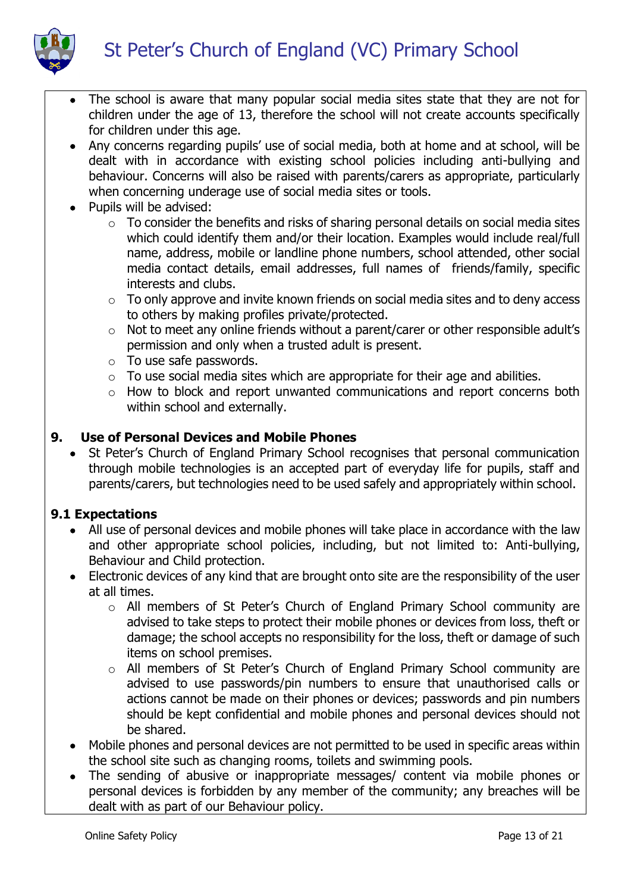- The school is aware that many popular social media sites state that they are not for children under the age of 13, therefore the school will not create accounts specifically for children under this age.
- Any concerns regarding pupils' use of social media, both at home and at school, will be dealt with in accordance with existing school policies including anti-bullying and behaviour. Concerns will also be raised with parents/carers as appropriate, particularly when concerning underage use of social media sites or tools.
- Pupils will be advised:
    - To consider the benefits and risks of sharing personal details on social media sites which could identify them and/or their location. Examples would include real/full name, address, mobile or landline phone numbers, school attended, other social media contact details, email addresses, full names of friends/family, specific interests and clubs.
    - To only approve and invite known friends on social media sites and to deny access to others by making profiles private/protected.
    - Not to meet any online friends without a parent/carer or other responsible adult's permission and only when a trusted adult is present.
    - To use safe passwords.
    - To use social media sites which are appropriate for their age and abilities.
    - How to block and report unwanted communications and report concerns both within school and externally.

## 9. Use of Personal Devices and Mobile Phones

- St Peter's Church of England Primary School recognises that personal communication through mobile technologies is an accepted part of everyday life for pupils, staff and parents/carers, but technologies need to be used safely and appropriately within school.

### 9.1 Expectations

- All use of personal devices and mobile phones will take place in accordance with the law and other appropriate school policies, including, but not limited to: Anti-bullying, Behaviour and Child protection.
- Electronic devices of any kind that are brought onto site are the responsibility of the user at all times.
    - All members of St Peter's Church of England Primary School community are advised to take steps to protect their mobile phones or devices from loss, theft or damage; the school accepts no responsibility for the loss, theft or damage of such items on school premises.
    - All members of St Peter's Church of England Primary School community are advised to use passwords/pin numbers to ensure that unauthorised calls or actions cannot be made on their phones or devices; passwords and pin numbers should be kept confidential and mobile phones and personal devices should not be shared.
- Mobile phones and personal devices are not permitted to be used in specific areas within the school site such as changing rooms, toilets and swimming pools.
- The sending of abusive or inappropriate messages/ content via mobile phones or personal devices is forbidden by any member of the community; any breaches will be dealt with as part of our Behaviour policy.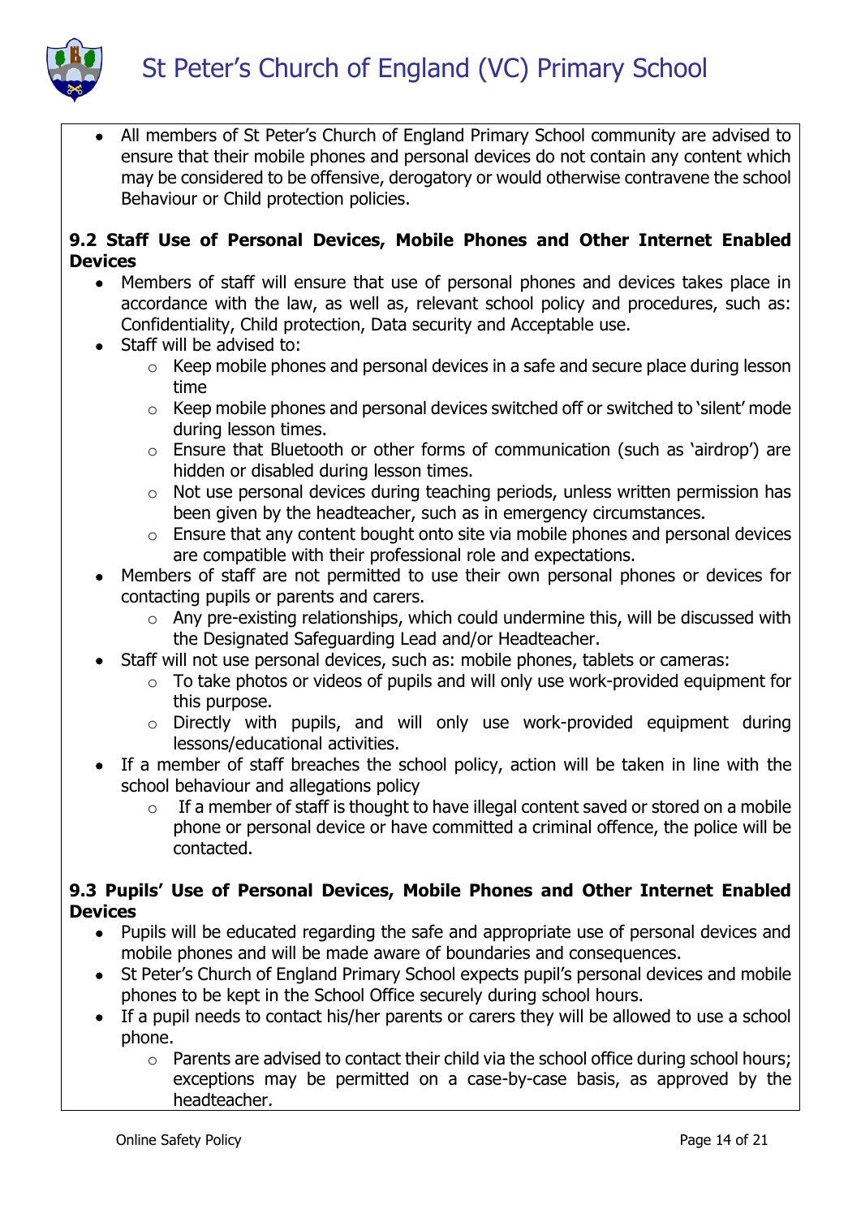- All members of St Peter's Church of England Primary School community are advised to ensure that their mobile phones and personal devices do not contain any content which may be considered to be offensive, derogatory or would otherwise contravene the school Behaviour or Child protection policies.

### 9.2 Staff Use of Personal Devices, Mobile Phones and Other Internet Enabled Devices

- Members of staff will ensure that use of personal phones and devices takes place in accordance with the law, as well as, relevant school policy and procedures, such as: Confidentiality, Child protection, Data security and Acceptable use.
- Staff will be advised to:
  - Keep mobile phones and personal devices in a safe and secure place during lesson time
  - Keep mobile phones and personal devices switched off or switched to 'silent' mode during lesson times.
  - Ensure that Bluetooth or other forms of communication (such as 'airdrop') are hidden or disabled during lesson times.
  - Not use personal devices during teaching periods, unless written permission has been given by the headteacher, such as in emergency circumstances.
  - Ensure that any content bought onto site via mobile phones and personal devices are compatible with their professional role and expectations.
- Members of staff are not permitted to use their own personal phones or devices for contacting pupils or parents and carers.
  - Any pre-existing relationships, which could undermine this, will be discussed with the Designated Safeguarding Lead and/or Headteacher.
- Staff will not use personal devices, such as: mobile phones, tablets or cameras:
  - To take photos or videos of pupils and will only use work-provided equipment for this purpose.
  - Directly with pupils, and will only use work-provided equipment during lessons/educational activities.
- If a member of staff breaches the school policy, action will be taken in line with the school behaviour and allegations policy
  - If a member of staff is thought to have illegal content saved or stored on a mobile phone or personal device or have committed a criminal offence, the police will be contacted.

### 9.3 Pupils' Use of Personal Devices, Mobile Phones and Other Internet Enabled Devices

- Pupils will be educated regarding the safe and appropriate use of personal devices and mobile phones and will be made aware of boundaries and consequences.
- St Peter's Church of England Primary School expects pupil's personal devices and mobile phones to be kept in the School Office securely during school hours.
- If a pupil needs to contact his/her parents or carers they will be allowed to use a school phone.
  - Parents are advised to contact their child via the school office during school hours; exceptions may be permitted on a case-by-case basis, as approved by the headteacher.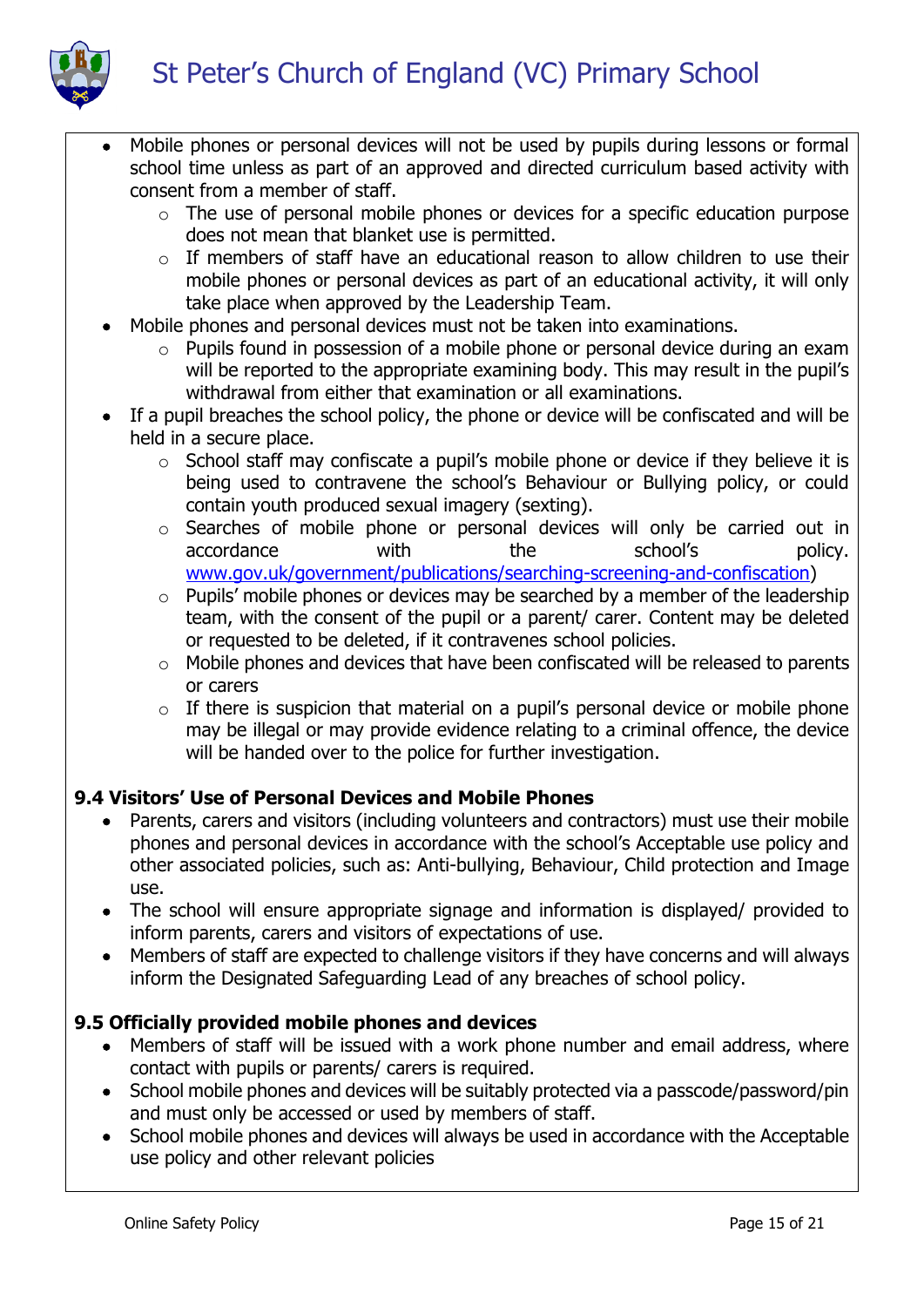- Mobile phones or personal devices will not be used by pupils during lessons or formal school time unless as part of an approved and directed curriculum based activity with consent from a member of staff.
    - The use of personal mobile phones or devices for a specific education purpose does not mean that blanket use is permitted.
    - If members of staff have an educational reason to allow children to use their mobile phones or personal devices as part of an educational activity, it will only take place when approved by the Leadership Team.
- Mobile phones and personal devices must not be taken into examinations.
    - Pupils found in possession of a mobile phone or personal device during an exam will be reported to the appropriate examining body. This may result in the pupil's withdrawal from either that examination or all examinations.
- If a pupil breaches the school policy, the phone or device will be confiscated and will be held in a secure place.
    - School staff may confiscate a pupil's mobile phone or device if they believe it is being used to contravene the school's Behaviour or Bullying policy, or could contain youth produced sexual imagery (sexting).
    - Searches of mobile phone or personal devices will only be carried out in accordance with the school's policy. [www.gov.uk/government/publications/searching-screening-and-confiscation](www.gov.uk/government/publications/searching-screening-and-confiscation))
    - Pupils' mobile phones or devices may be searched by a member of the leadership team, with the consent of the pupil or a parent/ carer. Content may be deleted or requested to be deleted, if it contravenes school policies.
    - Mobile phones and devices that have been confiscated will be released to parents or carers
    - If there is suspicion that material on a pupil's personal device or mobile phone may be illegal or may provide evidence relating to a criminal offence, the device will be handed over to the police for further investigation.

### 9.4 Visitors' Use of Personal Devices and Mobile Phones

- Parents, carers and visitors (including volunteers and contractors) must use their mobile phones and personal devices in accordance with the school's Acceptable use policy and other associated policies, such as: Anti-bullying, Behaviour, Child protection and Image use.
- The school will ensure appropriate signage and information is displayed/ provided to inform parents, carers and visitors of expectations of use.
- Members of staff are expected to challenge visitors if they have concerns and will always inform the Designated Safeguarding Lead of any breaches of school policy.

### 9.5 Officially provided mobile phones and devices

- Members of staff will be issued with a work phone number and email address, where contact with pupils or parents/ carers is required.
- School mobile phones and devices will be suitably protected via a passcode/password/pin and must only be accessed or used by members of staff.
- School mobile phones and devices will always be used in accordance with the Acceptable use policy and other relevant policies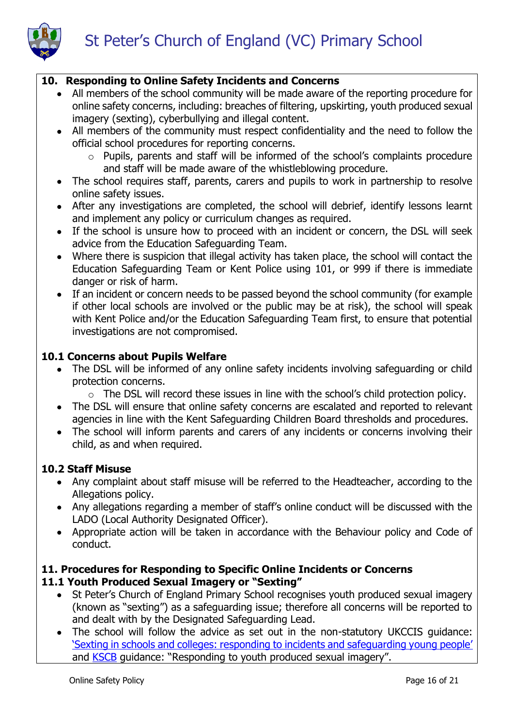## 10. Responding to Online Safety Incidents and Concerns

- All members of the school community will be made aware of the reporting procedure for online safety concerns, including: breaches of filtering, upskirting, youth produced sexual imagery (sexting), cyberbullying and illegal content.
- All members of the community must respect confidentiality and the need to follow the official school procedures for reporting concerns.
  - Pupils, parents and staff will be informed of the school's complaints procedure and staff will be made aware of the whistleblowing procedure.
- The school requires staff, parents, carers and pupils to work in partnership to resolve online safety issues.
- After any investigations are completed, the school will debrief, identify lessons learnt and implement any policy or curriculum changes as required.
- If the school is unsure how to proceed with an incident or concern, the DSL will seek advice from the Education Safeguarding Team.
- Where there is suspicion that illegal activity has taken place, the school will contact the Education Safeguarding Team or Kent Police using 101, or 999 if there is immediate danger or risk of harm.
- If an incident or concern needs to be passed beyond the school community (for example if other local schools are involved or the public may be at risk), the school will speak with Kent Police and/or the Education Safeguarding Team first, to ensure that potential investigations are not compromised.

### 10.1 Concerns about Pupils Welfare

- The DSL will be informed of any online safety incidents involving safeguarding or child protection concerns.
  - The DSL will record these issues in line with the school's child protection policy.
- The DSL will ensure that online safety concerns are escalated and reported to relevant agencies in line with the Kent Safeguarding Children Board thresholds and procedures.
- The school will inform parents and carers of any incidents or concerns involving their child, as and when required.

### 10.2 Staff Misuse

- Any complaint about staff misuse will be referred to the Headteacher, according to the Allegations policy.
- Any allegations regarding a member of staff's online conduct will be discussed with the LADO (Local Authority Designated Officer).
- Appropriate action will be taken in accordance with the Behaviour policy and Code of conduct.

## 11. Procedures for Responding to Specific Online Incidents or Concerns

### 11.1 Youth Produced Sexual Imagery or "Sexting"

- St Peter's Church of England Primary School recognises youth produced sexual imagery (known as "sexting") as a safeguarding issue; therefore all concerns will be reported to and dealt with by the Designated Safeguarding Lead.
- The school will follow the advice as set out in the non-statutory UKCCIS guidance: 'Sexting in schools and colleges: responding to incidents and safeguarding young people' and KSCB guidance: "Responding to youth produced sexual imagery".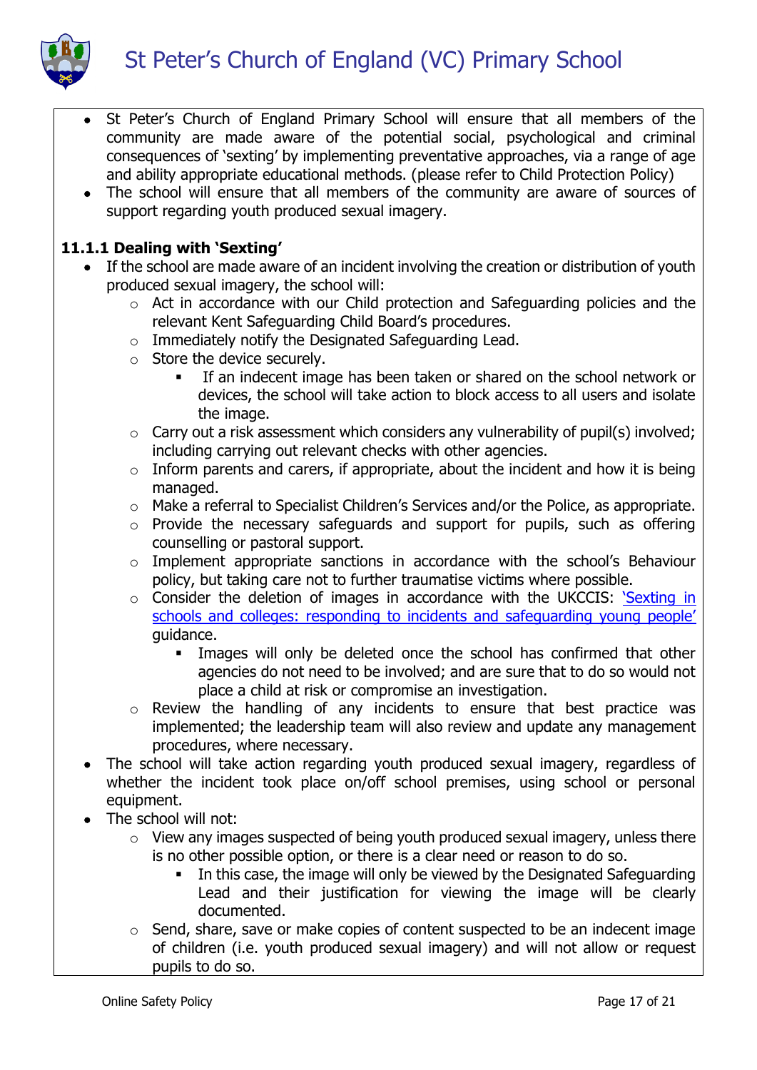- St Peter's Church of England Primary School will ensure that all members of the community are made aware of the potential social, psychological and criminal consequences of 'sexting' by implementing preventative approaches, via a range of age and ability appropriate educational methods. (please refer to Child Protection Policy)
- The school will ensure that all members of the community are aware of sources of support regarding youth produced sexual imagery.

**11.1.1 Dealing with 'Sexting'**

- If the school are made aware of an incident involving the creation or distribution of youth produced sexual imagery, the school will:
  - Act in accordance with our Child protection and Safeguarding policies and the relevant Kent Safeguarding Child Board's procedures.
  - Immediately notify the Designated Safeguarding Lead.
  - Store the device securely.
    - If an indecent image has been taken or shared on the school network or devices, the school will take action to block access to all users and isolate the image.
  - Carry out a risk assessment which considers any vulnerability of pupil(s) involved; including carrying out relevant checks with other agencies.
  - Inform parents and carers, if appropriate, about the incident and how it is being managed.
  - Make a referral to Specialist Children's Services and/or the Police, as appropriate.
  - Provide the necessary safeguards and support for pupils, such as offering counselling or pastoral support.
  - Implement appropriate sanctions in accordance with the school's Behaviour policy, but taking care not to further traumatise victims where possible.
  - Consider the deletion of images in accordance with the UKCCIS: 'Sexting in schools and colleges: responding to incidents and safeguarding young people' guidance.
    - Images will only be deleted once the school has confirmed that other agencies do not need to be involved; and are sure that to do so would not place a child at risk or compromise an investigation.
  - Review the handling of any incidents to ensure that best practice was implemented; the leadership team will also review and update any management procedures, where necessary.
- The school will take action regarding youth produced sexual imagery, regardless of whether the incident took place on/off school premises, using school or personal equipment.
- The school will not:
  - View any images suspected of being youth produced sexual imagery, unless there is no other possible option, or there is a clear need or reason to do so.
    - In this case, the image will only be viewed by the Designated Safeguarding Lead and their justification for viewing the image will be clearly documented.
  - Send, share, save or make copies of content suspected to be an indecent image of children (i.e. youth produced sexual imagery) and will not allow or request pupils to do so.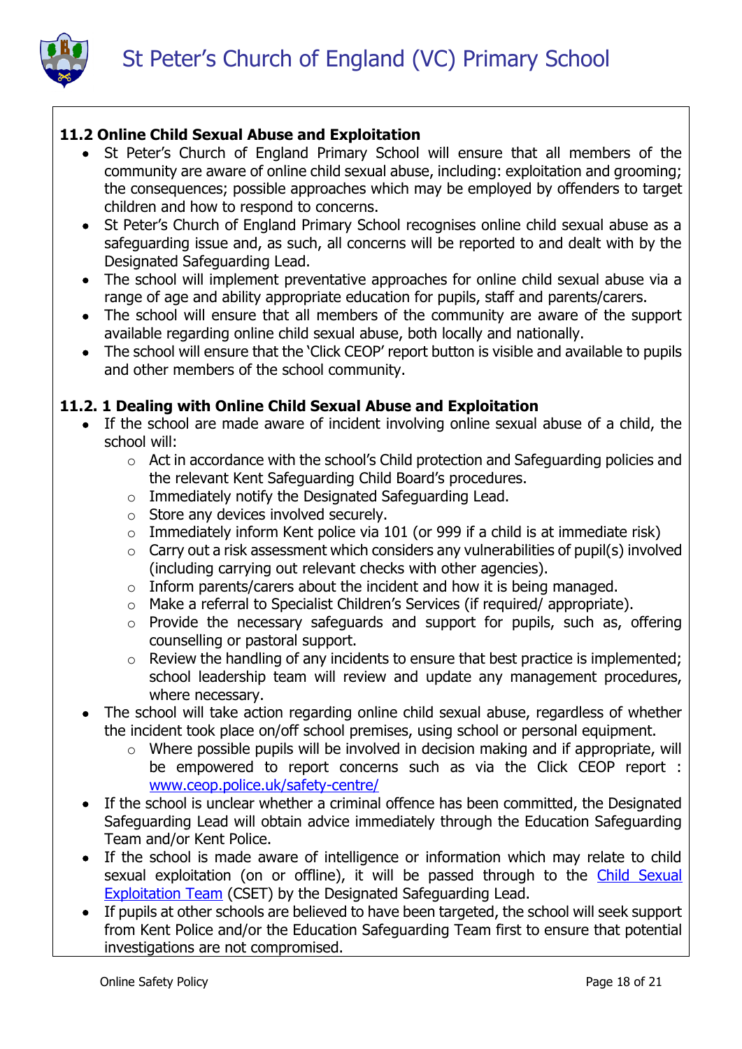### 11.2 Online Child Sexual Abuse and Exploitation

- St Peter's Church of England Primary School will ensure that all members of the community are aware of online child sexual abuse, including: exploitation and grooming; the consequences; possible approaches which may be employed by offenders to target children and how to respond to concerns.
- St Peter's Church of England Primary School recognises online child sexual abuse as a safeguarding issue and, as such, all concerns will be reported to and dealt with by the Designated Safeguarding Lead.
- The school will implement preventative approaches for online child sexual abuse via a range of age and ability appropriate education for pupils, staff and parents/carers.
- The school will ensure that all members of the community are aware of the support available regarding online child sexual abuse, both locally and nationally.
- The school will ensure that the 'Click CEOP' report button is visible and available to pupils and other members of the school community.

### 11.2. 1 Dealing with Online Child Sexual Abuse and Exploitation

- If the school are made aware of incident involving online sexual abuse of a child, the school will:
    - Act in accordance with the school's Child protection and Safeguarding policies and the relevant Kent Safeguarding Child Board's procedures.
    - Immediately notify the Designated Safeguarding Lead.
    - Store any devices involved securely.
    - Immediately inform Kent police via 101 (or 999 if a child is at immediate risk)
    - Carry out a risk assessment which considers any vulnerabilities of pupil(s) involved (including carrying out relevant checks with other agencies).
    - Inform parents/carers about the incident and how it is being managed.
    - Make a referral to Specialist Children's Services (if required/ appropriate).
    - Provide the necessary safeguards and support for pupils, such as, offering counselling or pastoral support.
    - Review the handling of any incidents to ensure that best practice is implemented; school leadership team will review and update any management procedures, where necessary.
- The school will take action regarding online child sexual abuse, regardless of whether the incident took place on/off school premises, using school or personal equipment.
    - Where possible pupils will be involved in decision making and if appropriate, will be empowered to report concerns such as via the Click CEOP report : [www.ceop.police.uk/safety-centre/](http://www.ceop.police.uk/safety-centre/)
- If the school is unclear whether a criminal offence has been committed, the Designated Safeguarding Lead will obtain advice immediately through the Education Safeguarding Team and/or Kent Police.
- If the school is made aware of intelligence or information which may relate to child sexual exploitation (on or offline), it will be passed through to the Child Sexual Exploitation Team (CSET) by the Designated Safeguarding Lead.
- If pupils at other schools are believed to have been targeted, the school will seek support from Kent Police and/or the Education Safeguarding Team first to ensure that potential investigations are not compromised.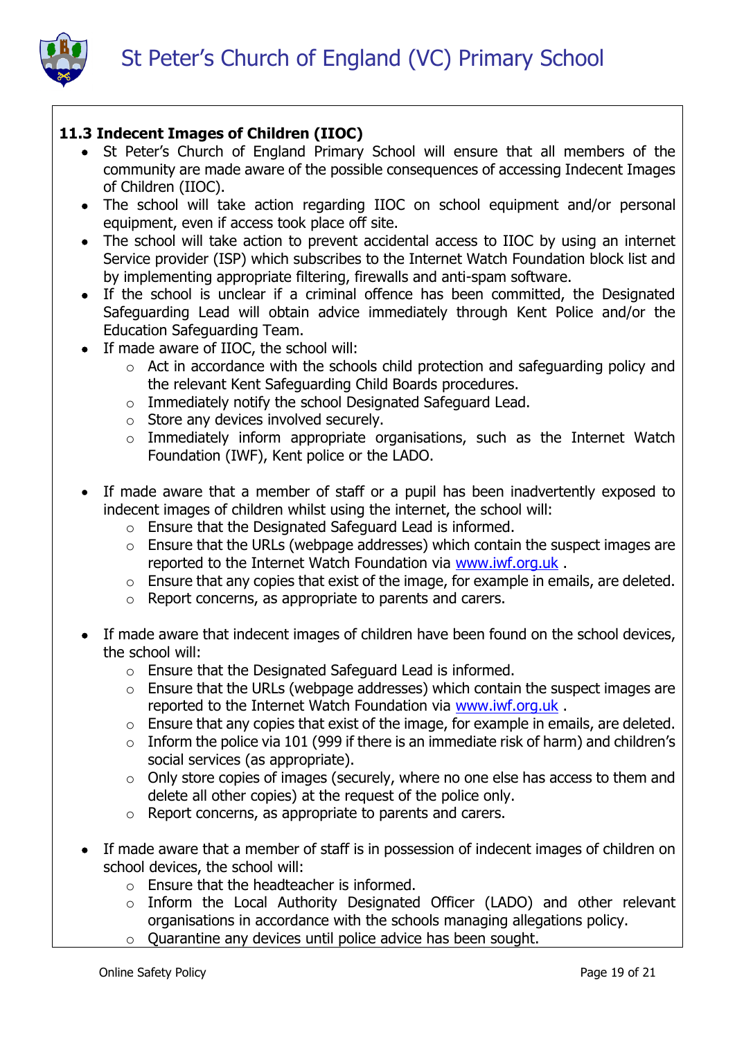### 11.3 Indecent Images of Children (IIOC)

- St Peter's Church of England Primary School will ensure that all members of the community are made aware of the possible consequences of accessing Indecent Images of Children (IIOC).
- The school will take action regarding IIOC on school equipment and/or personal equipment, even if access took place off site.
- The school will take action to prevent accidental access to IIOC by using an internet Service provider (ISP) which subscribes to the Internet Watch Foundation block list and by implementing appropriate filtering, firewalls and anti-spam software.
- If the school is unclear if a criminal offence has been committed, the Designated Safeguarding Lead will obtain advice immediately through Kent Police and/or the Education Safeguarding Team.
- If made aware of IIOC, the school will:
    - Act in accordance with the schools child protection and safeguarding policy and the relevant Kent Safeguarding Child Boards procedures.
    - Immediately notify the school Designated Safeguard Lead.
    - Store any devices involved securely.
    - Immediately inform appropriate organisations, such as the Internet Watch Foundation (IWF), Kent police or the LADO.

- If made aware that a member of staff or a pupil has been inadvertently exposed to indecent images of children whilst using the internet, the school will:
    - Ensure that the Designated Safeguard Lead is informed.
    - Ensure that the URLs (webpage addresses) which contain the suspect images are reported to the Internet Watch Foundation via [www.iwf.org.uk](http://www.iwf.org.uk) .
    - Ensure that any copies that exist of the image, for example in emails, are deleted.
    - Report concerns, as appropriate to parents and carers.

- If made aware that indecent images of children have been found on the school devices, the school will:
    - Ensure that the Designated Safeguard Lead is informed.
    - Ensure that the URLs (webpage addresses) which contain the suspect images are reported to the Internet Watch Foundation via [www.iwf.org.uk](http://www.iwf.org.uk) .
    - Ensure that any copies that exist of the image, for example in emails, are deleted.
    - Inform the police via 101 (999 if there is an immediate risk of harm) and children's social services (as appropriate).
    - Only store copies of images (securely, where no one else has access to them and delete all other copies) at the request of the police only.
    - Report concerns, as appropriate to parents and carers.

- If made aware that a member of staff is in possession of indecent images of children on school devices, the school will:
    - Ensure that the headteacher is informed.
    - Inform the Local Authority Designated Officer (LADO) and other relevant organisations in accordance with the schools managing allegations policy.
    - Quarantine any devices until police advice has been sought.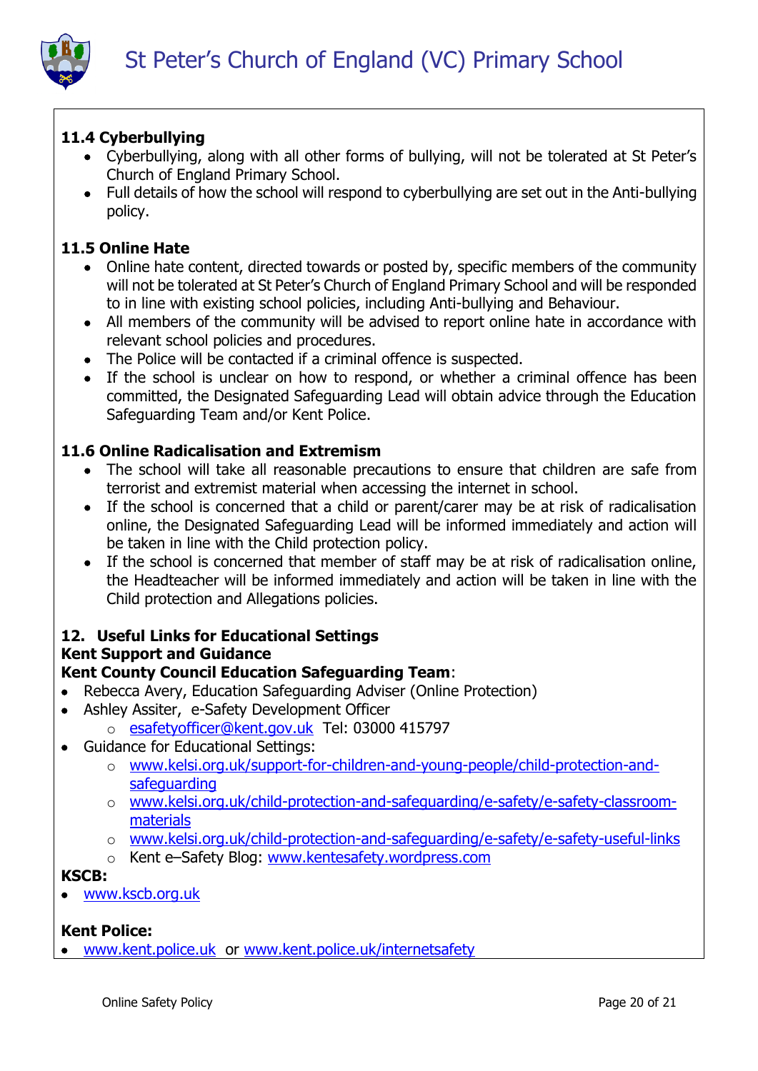### 11.4 Cyberbullying

- Cyberbullying, along with all other forms of bullying, will not be tolerated at St Peter's Church of England Primary School.
- Full details of how the school will respond to cyberbullying are set out in the Anti-bullying policy.

### 11.5 Online Hate

- Online hate content, directed towards or posted by, specific members of the community will not be tolerated at St Peter's Church of England Primary School and will be responded to in line with existing school policies, including Anti-bullying and Behaviour.
- All members of the community will be advised to report online hate in accordance with relevant school policies and procedures.
- The Police will be contacted if a criminal offence is suspected.
- If the school is unclear on how to respond, or whether a criminal offence has been committed, the Designated Safeguarding Lead will obtain advice through the Education Safeguarding Team and/or Kent Police.

### 11.6 Online Radicalisation and Extremism

- The school will take all reasonable precautions to ensure that children are safe from terrorist and extremist material when accessing the internet in school.
- If the school is concerned that a child or parent/carer may be at risk of radicalisation online, the Designated Safeguarding Lead will be informed immediately and action will be taken in line with the Child protection policy.
- If the school is concerned that member of staff may be at risk of radicalisation online, the Headteacher will be informed immediately and action will be taken in line with the Child protection and Allegations policies.

## 12. Useful Links for Educational Settings

**Kent Support and Guidance**

**Kent County Council Education Safeguarding Team**:

- Rebecca Avery, Education Safeguarding Adviser (Online Protection)
- Ashley Assiter, e-Safety Development Officer
  - esafetyofficer@kent.gov.uk Tel: 03000 415797
- Guidance for Educational Settings:
  - www.kelsi.org.uk/support-for-children-and-young-people/child-protection-and-safeguarding
  - www.kelsi.org.uk/child-protection-and-safeguarding/e-safety/e-safety-classroom-materials
  - www.kelsi.org.uk/child-protection-and-safeguarding/e-safety/e-safety-useful-links
  - Kent e–Safety Blog: www.kentesafety.wordpress.com

**KSCB:**

- www.kscb.org.uk

**Kent Police:**

- www.kent.police.uk or www.kent.police.uk/internetsafety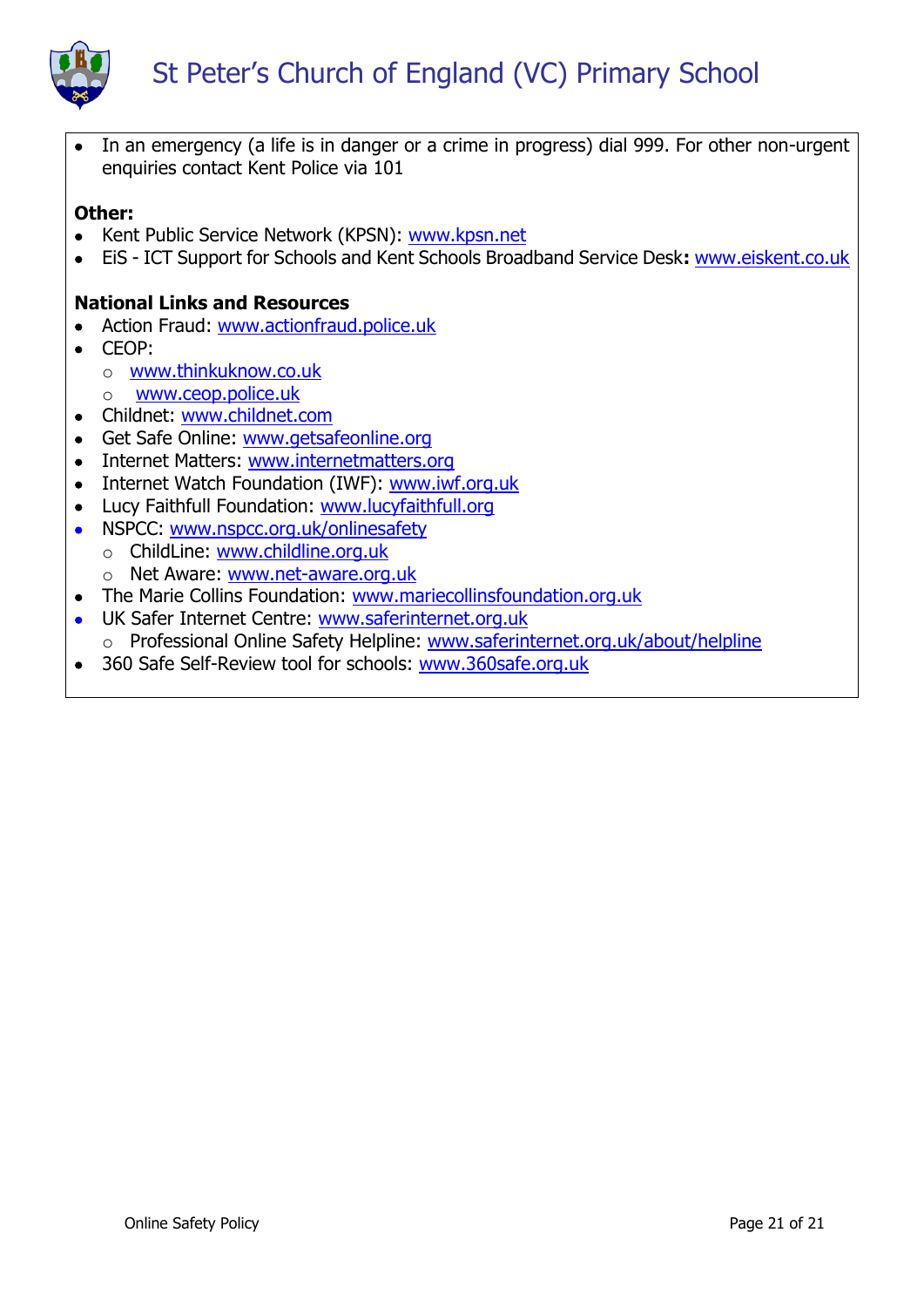- In an emergency (a life is in danger or a crime in progress) dial 999. For other non-urgent enquiries contact Kent Police via 101

**Other:**

- Kent Public Service Network (KPSN): www.kpsn.net
- EiS - ICT Support for Schools and Kent Schools Broadband Service Desk**:** www.eiskent.co.uk

**National Links and Resources**

- Action Fraud: www.actionfraud.police.uk
- CEOP:
  - www.thinkuknow.co.uk
  - www.ceop.police.uk
- Childnet: www.childnet.com
- Get Safe Online: www.getsafeonline.org
- Internet Matters: www.internetmatters.org
- Internet Watch Foundation (IWF): www.iwf.org.uk
- Lucy Faithfull Foundation: www.lucyfaithfull.org
- NSPCC: www.nspcc.org.uk/onlinesafety
  - ChildLine: www.childline.org.uk
  - Net Aware: www.net-aware.org.uk
- The Marie Collins Foundation: www.mariecollinsfoundation.org.uk
- UK Safer Internet Centre: www.saferinternet.org.uk
  - Professional Online Safety Helpline: www.saferinternet.org.uk/about/helpline
- 360 Safe Self-Review tool for schools: www.360safe.org.uk